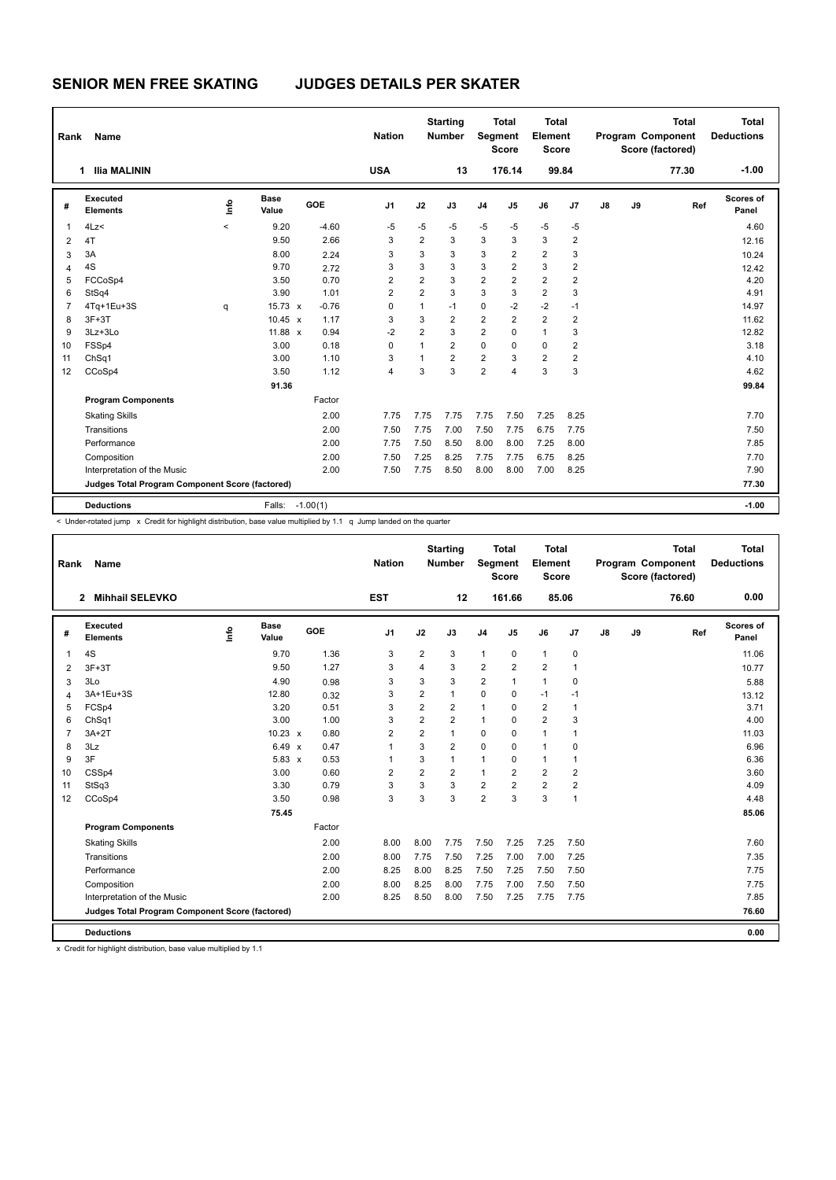# SENIOR MEN FREE SKATING JUDGES DETAILS PER SKATER

| Rank | Name | Nation | Starting Number | Total Segment Score | Total Element Score | Total Program Component Score (factored) | Total Deductions |
|---|---|---|---|---|---|---|---|
| 1 | Ilia MALININ | USA | 13 | 176.14 | 99.84 | 77.30 | -1.00 |

| # | Executed Elements | Info | Base Value | | GOE | J1 | J2 | J3 | J4 | J5 | J6 | J7 | J8 | J9 | Ref | Scores of Panel |
|---|---|---|---|---|---|---|---|---|---|---|---|---|---|---|---|---|
| 1 | 4Lz< | < | 9.20 | | -4.60 | -5 | -5 | -5 | -5 | -5 | -5 | -5 | | | | 4.60 |
| 2 | 4T | | 9.50 | | 2.66 | 3 | 2 | 3 | 3 | 3 | 3 | 2 | | | | 12.16 |
| 3 | 3A | | 8.00 | | 2.24 | 3 | 3 | 3 | 3 | 2 | 2 | 3 | | | | 10.24 |
| 4 | 4S | | 9.70 | | 2.72 | 3 | 3 | 3 | 3 | 2 | 3 | 2 | | | | 12.42 |
| 5 | FCCoSp4 | | 3.50 | | 0.70 | 2 | 2 | 3 | 2 | 2 | 2 | 2 | | | | 4.20 |
| 6 | StSq4 | | 3.90 | | 1.01 | 2 | 2 | 3 | 3 | 3 | 2 | 3 | | | | 4.91 |
| 7 | 4Tq+1Eu+3S | q | 15.73 | x | -0.76 | 0 | 1 | -1 | 0 | -2 | -2 | -1 | | | | 14.97 |
| 8 | 3F+3T | | 10.45 | x | 1.17 | 3 | 3 | 2 | 2 | 2 | 2 | 2 | | | | 11.62 |
| 9 | 3Lz+3Lo | | 11.88 | x | 0.94 | -2 | 2 | 3 | 2 | 0 | 1 | 3 | | | | 12.82 |
| 10 | FSSp4 | | 3.00 | | 0.18 | 0 | 1 | 2 | 0 | 0 | 0 | 2 | | | | 3.18 |
| 11 | ChSq1 | | 3.00 | | 1.10 | 3 | 1 | 2 | 2 | 3 | 2 | 2 | | | | 4.10 |
| 12 | CCoSp4 | | 3.50 | | 1.12 | 4 | 3 | 3 | 2 | 4 | 3 | 3 | | | | 4.62 |
| | | | 91.36 | | | | | | | | | | | | | 99.84 |
| | **Program Components** | | | | Factor | | | | | | | | | | | |
| | Skating Skills | | | | 2.00 | 7.75 | 7.75 | 7.75 | 7.75 | 7.50 | 7.25 | 8.25 | | | | 7.70 |
| | Transitions | | | | 2.00 | 7.50 | 7.75 | 7.00 | 7.50 | 7.75 | 6.75 | 7.75 | | | | 7.50 |
| | Performance | | | | 2.00 | 7.75 | 7.50 | 8.50 | 8.00 | 8.00 | 7.25 | 8.00 | | | | 7.85 |
| | Composition | | | | 2.00 | 7.50 | 7.25 | 8.25 | 7.75 | 7.75 | 6.75 | 8.25 | | | | 7.70 |
| | Interpretation of the Music | | | | 2.00 | 7.50 | 7.75 | 8.50 | 8.00 | 8.00 | 7.00 | 8.25 | | | | 7.90 |
| | **Judges Total Program Component Score (factored)** | | | | | | | | | | | | | | | 77.30 |
| | **Deductions** | | Falls: | | -1.00(1) | | | | | | | | | | | -1.00 |

< Under-rotated jump x Credit for highlight distribution, base value multiplied by 1.1 q Jump landed on the quarter

| Rank | Name | Nation | Starting Number | Total Segment Score | Total Element Score | Total Program Component Score (factored) | Total Deductions |
|---|---|---|---|---|---|---|---|
| 2 | Mihhail SELEVKO | EST | 12 | 161.66 | 85.06 | 76.60 | 0.00 |

| # | Executed Elements | Info | Base Value | | GOE | J1 | J2 | J3 | J4 | J5 | J6 | J7 | J8 | J9 | Ref | Scores of Panel |
|---|---|---|---|---|---|---|---|---|---|---|---|---|---|---|---|---|
| 1 | 4S | | 9.70 | | 1.36 | 3 | 2 | 3 | 1 | 0 | 1 | 0 | | | | 11.06 |
| 2 | 3F+3T | | 9.50 | | 1.27 | 3 | 4 | 3 | 2 | 2 | 2 | 1 | | | | 10.77 |
| 3 | 3Lo | | 4.90 | | 0.98 | 3 | 3 | 3 | 2 | 1 | 1 | 0 | | | | 5.88 |
| 4 | 3A+1Eu+3S | | 12.80 | | 0.32 | 3 | 2 | 1 | 0 | 0 | -1 | -1 | | | | 13.12 |
| 5 | FCSp4 | | 3.20 | | 0.51 | 3 | 2 | 2 | 1 | 0 | 2 | 1 | | | | 3.71 |
| 6 | ChSq1 | | 3.00 | | 1.00 | 3 | 2 | 2 | 1 | 0 | 2 | 3 | | | | 4.00 |
| 7 | 3A+2T | | 10.23 | x | 0.80 | 2 | 2 | 1 | 0 | 0 | 1 | 1 | | | | 11.03 |
| 8 | 3Lz | | 6.49 | x | 0.47 | 1 | 3 | 2 | 0 | 0 | 1 | 0 | | | | 6.96 |
| 9 | 3F | | 5.83 | x | 0.53 | 1 | 3 | 1 | 1 | 0 | 1 | 1 | | | | 6.36 |
| 10 | CSSp4 | | 3.00 | | 0.60 | 2 | 2 | 2 | 1 | 2 | 2 | 2 | | | | 3.60 |
| 11 | StSq3 | | 3.30 | | 0.79 | 3 | 3 | 3 | 2 | 2 | 2 | 2 | | | | 4.09 |
| 12 | CCoSp4 | | 3.50 | | 0.98 | 3 | 3 | 3 | 2 | 3 | 3 | 1 | | | | 4.48 |
| | | | 75.45 | | | | | | | | | | | | | 85.06 |
| | **Program Components** | | | | Factor | | | | | | | | | | | |
| | Skating Skills | | | | 2.00 | 8.00 | 8.00 | 7.75 | 7.50 | 7.25 | 7.25 | 7.50 | | | | 7.60 |
| | Transitions | | | | 2.00 | 8.00 | 7.75 | 7.50 | 7.25 | 7.00 | 7.00 | 7.25 | | | | 7.35 |
| | Performance | | | | 2.00 | 8.25 | 8.00 | 8.25 | 7.50 | 7.25 | 7.50 | 7.50 | | | | 7.75 |
| | Composition | | | | 2.00 | 8.00 | 8.25 | 8.00 | 7.75 | 7.00 | 7.50 | 7.50 | | | | 7.75 |
| | Interpretation of the Music | | | | 2.00 | 8.25 | 8.50 | 8.00 | 7.50 | 7.25 | 7.75 | 7.75 | | | | 7.85 |
| | **Judges Total Program Component Score (factored)** | | | | | | | | | | | | | | | 76.60 |
| | **Deductions** | | | | | | | | | | | | | | | 0.00 |

x Credit for highlight distribution, base value multiplied by 1.1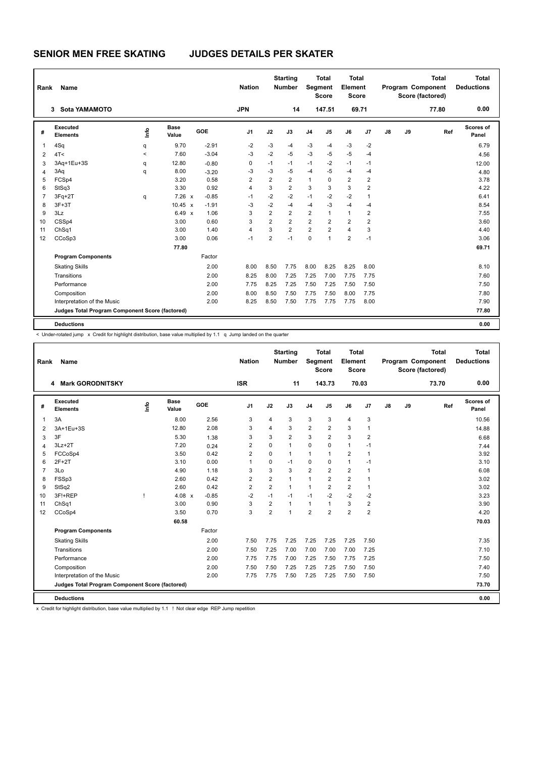# SENIOR MEN FREE SKATING JUDGES DETAILS PER SKATER

| Rank | Name | Nation | Starting Number | Total Segment Score | Total Element Score | Total Program Component Score (factored) | Total Deductions |
|---|---|---|---|---|---|---|---|
| 3 | Sota YAMAMOTO | JPN | 14 | 147.51 | 69.71 | 77.80 | 0.00 |

| # | Executed Elements | Info | Base Value | | GOE | J1 | J2 | J3 | J4 | J5 | J6 | J7 | J8 | J9 | Ref | Scores of Panel |
|---|---|---|---|---|---|---|---|---|---|---|---|---|---|---|---|---|
| 1 | 4Sq | q | 9.70 | | -2.91 | -2 | -3 | -4 | -3 | -4 | -3 | -2 | | | | 6.79 |
| 2 | 4T< | < | 7.60 | | -3.04 | -3 | -2 | -5 | -3 | -5 | -5 | -4 | | | | 4.56 |
| 3 | 3Aq+1Eu+3S | q | 12.80 | | -0.80 | 0 | -1 | -1 | -1 | -2 | -1 | -1 | | | | 12.00 |
| 4 | 3Aq | q | 8.00 | | -3.20 | -3 | -3 | -5 | -4 | -5 | -4 | -4 | | | | 4.80 |
| 5 | FCSp4 | | 3.20 | | 0.58 | 2 | 2 | 2 | 1 | 0 | 2 | 2 | | | | 3.78 |
| 6 | StSq3 | | 3.30 | | 0.92 | 4 | 3 | 2 | 3 | 3 | 3 | 2 | | | | 4.22 |
| 7 | 3Fq+2T | q | 7.26 | x | -0.85 | -1 | -2 | -2 | -1 | -2 | -2 | 1 | | | | 6.41 |
| 8 | 3F+3T | | 10.45 | x | -1.91 | -3 | -2 | -4 | -4 | -3 | -4 | -4 | | | | 8.54 |
| 9 | 3Lz | | 6.49 | x | 1.06 | 3 | 2 | 2 | 2 | 1 | 1 | 2 | | | | 7.55 |
| 10 | CSSp4 | | 3.00 | | 0.60 | 3 | 2 | 2 | 2 | 2 | 2 | 2 | | | | 3.60 |
| 11 | ChSq1 | | 3.00 | | 1.40 | 4 | 3 | 2 | 2 | 2 | 4 | 3 | | | | 4.40 |
| 12 | CCoSp3 | | 3.00 | | 0.06 | -1 | 2 | -1 | 0 | 1 | 2 | -1 | | | | 3.06 |
| | | | 77.80 | | | | | | | | | | | | | 69.71 |
| | **Program Components** | | | | Factor | | | | | | | | | | | |
| | Skating Skills | | | | 2.00 | 8.00 | 8.50 | 7.75 | 8.00 | 8.25 | 8.25 | 8.00 | | | | 8.10 |
| | Transitions | | | | 2.00 | 8.25 | 8.00 | 7.25 | 7.25 | 7.00 | 7.75 | 7.75 | | | | 7.60 |
| | Performance | | | | 2.00 | 7.75 | 8.25 | 7.25 | 7.50 | 7.25 | 7.50 | 7.50 | | | | 7.50 |
| | Composition | | | | 2.00 | 8.00 | 8.50 | 7.50 | 7.75 | 7.50 | 8.00 | 7.75 | | | | 7.80 |
| | Interpretation of the Music | | | | 2.00 | 8.25 | 8.50 | 7.50 | 7.75 | 7.75 | 7.75 | 8.00 | | | | 7.90 |
| | **Judges Total Program Component Score (factored)** | | | | | | | | | | | | | | | 77.80 |
| | **Deductions** | | | | | | | | | | | | | | | 0.00 |

< Under-rotated jump x Credit for highlight distribution, base value multiplied by 1.1 q Jump landed on the quarter

| Rank | Name | Nation | Starting Number | Total Segment Score | Total Element Score | Total Program Component Score (factored) | Total Deductions |
|---|---|---|---|---|---|---|---|
| 4 | Mark GORODNITSKY | ISR | 11 | 143.73 | 70.03 | 73.70 | 0.00 |

| # | Executed Elements | Info | Base Value | | GOE | J1 | J2 | J3 | J4 | J5 | J6 | J7 | J8 | J9 | Ref | Scores of Panel |
|---|---|---|---|---|---|---|---|---|---|---|---|---|---|---|---|---|
| 1 | 3A | | 8.00 | | 2.56 | 3 | 4 | 3 | 3 | 3 | 4 | 3 | | | | 10.56 |
| 2 | 3A+1Eu+3S | | 12.80 | | 2.08 | 3 | 4 | 3 | 2 | 2 | 3 | 1 | | | | 14.88 |
| 3 | 3F | | 5.30 | | 1.38 | 3 | 3 | 2 | 3 | 2 | 3 | 2 | | | | 6.68 |
| 4 | 3Lz+2T | | 7.20 | | 0.24 | 2 | 0 | 1 | 0 | 0 | 1 | -1 | | | | 7.44 |
| 5 | FCCoSp4 | | 3.50 | | 0.42 | 2 | 0 | 1 | 1 | 1 | 2 | 1 | | | | 3.92 |
| 6 | 2F+2T | | 3.10 | | 0.00 | 1 | 0 | -1 | 0 | 0 | 1 | -1 | | | | 3.10 |
| 7 | 3Lo | | 4.90 | | 1.18 | 3 | 3 | 3 | 2 | 2 | 2 | 1 | | | | 6.08 |
| 8 | FSSp3 | | 2.60 | | 0.42 | 2 | 2 | 1 | 1 | 2 | 2 | 1 | | | | 3.02 |
| 9 | StSq2 | | 2.60 | | 0.42 | 2 | 2 | 1 | 1 | 2 | 2 | 1 | | | | 3.02 |
| 10 | 3F!+REP | ! | 4.08 | x | -0.85 | -2 | -1 | -1 | -1 | -2 | -2 | -2 | | | | 3.23 |
| 11 | ChSq1 | | 3.00 | | 0.90 | 3 | 2 | 1 | 1 | 1 | 3 | 2 | | | | 3.90 |
| 12 | CCoSp4 | | 3.50 | | 0.70 | 3 | 2 | 1 | 2 | 2 | 2 | 2 | | | | 4.20 |
| | | | 60.58 | | | | | | | | | | | | | 70.03 |
| | **Program Components** | | | | Factor | | | | | | | | | | | |
| | Skating Skills | | | | 2.00 | 7.50 | 7.75 | 7.25 | 7.25 | 7.25 | 7.25 | 7.50 | | | | 7.35 |
| | Transitions | | | | 2.00 | 7.50 | 7.25 | 7.00 | 7.00 | 7.00 | 7.00 | 7.25 | | | | 7.10 |
| | Performance | | | | 2.00 | 7.75 | 7.75 | 7.00 | 7.25 | 7.50 | 7.75 | 7.25 | | | | 7.50 |
| | Composition | | | | 2.00 | 7.50 | 7.50 | 7.25 | 7.25 | 7.25 | 7.50 | 7.50 | | | | 7.40 |
| | Interpretation of the Music | | | | 2.00 | 7.75 | 7.75 | 7.50 | 7.25 | 7.25 | 7.50 | 7.50 | | | | 7.50 |
| | **Judges Total Program Component Score (factored)** | | | | | | | | | | | | | | | 73.70 |
| | **Deductions** | | | | | | | | | | | | | | | 0.00 |

x Credit for highlight distribution, base value multiplied by 1.1 ! Not clear edge REP Jump repetition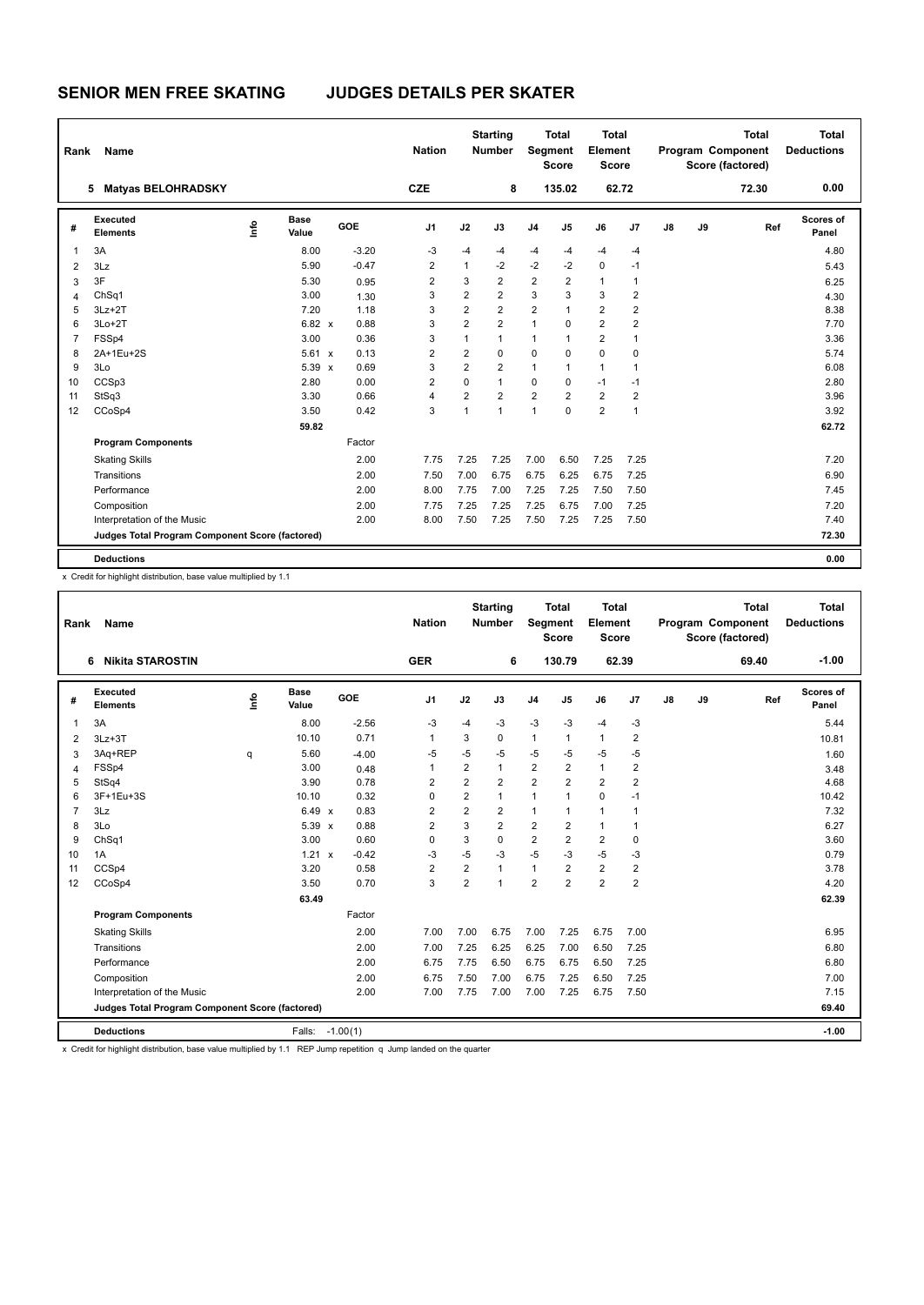# SENIOR MEN FREE SKATING JUDGES DETAILS PER SKATER

| Rank | Name | Nation | Starting Number | Total Segment Score | Total Element Score | Total Program Component Score (factored) | Total Deductions |
|---|---|---|---|---|---|---|---|
| 5 | Matyas BELOHRADSKY | CZE | 8 | 135.02 | 62.72 | 72.30 | 0.00 |

| # | Executed Elements | Info | Base Value | GOE | J1 | J2 | J3 | J4 | J5 | J6 | J7 | J8 | J9 | Ref | Scores of Panel |
|---|---|---|---|---|---|---|---|---|---|---|---|---|---|---|---|
| 1 | 3A | | 8.00 | -3.20 | -3 | -4 | -4 | -4 | -4 | -4 | -4 | | | | 4.80 |
| 2 | 3Lz | | 5.90 | -0.47 | 2 | 1 | -2 | -2 | -2 | 0 | -1 | | | | 5.43 |
| 3 | 3F | | 5.30 | 0.95 | 2 | 3 | 2 | 2 | 2 | 1 | 1 | | | | 6.25 |
| 4 | ChSq1 | | 3.00 | 1.30 | 3 | 2 | 2 | 3 | 3 | 3 | 2 | | | | 4.30 |
| 5 | 3Lz+2T | | 7.20 | 1.18 | 3 | 2 | 2 | 2 | 1 | 2 | 2 | | | | 8.38 |
| 6 | 3Lo+2T | | 6.82 x | 0.88 | 3 | 2 | 2 | 1 | 0 | 2 | 2 | | | | 7.70 |
| 7 | FSSp4 | | 3.00 | 0.36 | 3 | 1 | 1 | 1 | 1 | 2 | 1 | | | | 3.36 |
| 8 | 2A+1Eu+2S | | 5.61 x | 0.13 | 2 | 2 | 0 | 0 | 0 | 0 | 0 | | | | 5.74 |
| 9 | 3Lo | | 5.39 x | 0.69 | 3 | 2 | 2 | 1 | 1 | 1 | 1 | | | | 6.08 |
| 10 | CCSp3 | | 2.80 | 0.00 | 2 | 0 | 1 | 0 | 0 | -1 | -1 | | | | 2.80 |
| 11 | StSq3 | | 3.30 | 0.66 | 4 | 2 | 2 | 2 | 2 | 2 | 2 | | | | 3.96 |
| 12 | CCoSp4 | | 3.50 | 0.42 | 3 | 1 | 1 | 1 | 0 | 2 | 1 | | | | 3.92 |
| | | | 59.82 | | | | | | | | | | | | 62.72 |
| | **Program Components** | | | Factor | | | | | | | | | | | |
| | Skating Skills | | | 2.00 | 7.75 | 7.25 | 7.25 | 7.00 | 6.50 | 7.25 | 7.25 | | | | 7.20 |
| | Transitions | | | 2.00 | 7.50 | 7.00 | 6.75 | 6.75 | 6.25 | 6.75 | 7.25 | | | | 6.90 |
| | Performance | | | 2.00 | 8.00 | 7.75 | 7.00 | 7.25 | 7.25 | 7.50 | 7.50 | | | | 7.45 |
| | Composition | | | 2.00 | 7.75 | 7.25 | 7.25 | 7.25 | 6.75 | 7.00 | 7.25 | | | | 7.20 |
| | Interpretation of the Music | | | 2.00 | 8.00 | 7.50 | 7.25 | 7.50 | 7.25 | 7.25 | 7.50 | | | | 7.40 |
| | **Judges Total Program Component Score (factored)** | | | | | | | | | | | | | | 72.30 |
| | **Deductions** | | | | | | | | | | | | | | 0.00 |

x Credit for highlight distribution, base value multiplied by 1.1

| Rank | Name | Nation | Starting Number | Total Segment Score | Total Element Score | Total Program Component Score (factored) | Total Deductions |
|---|---|---|---|---|---|---|---|
| 6 | Nikita STAROSTIN | GER | 6 | 130.79 | 62.39 | 69.40 | -1.00 |

| # | Executed Elements | Info | Base Value | GOE | J1 | J2 | J3 | J4 | J5 | J6 | J7 | J8 | J9 | Ref | Scores of Panel |
|---|---|---|---|---|---|---|---|---|---|---|---|---|---|---|---|
| 1 | 3A | | 8.00 | -2.56 | -3 | -4 | -3 | -3 | -3 | -4 | -3 | | | | 5.44 |
| 2 | 3Lz+3T | | 10.10 | 0.71 | 1 | 3 | 0 | 1 | 1 | 1 | 2 | | | | 10.81 |
| 3 | 3Aq+REP | q | 5.60 | -4.00 | -5 | -5 | -5 | -5 | -5 | -5 | -5 | | | | 1.60 |
| 4 | FSSp4 | | 3.00 | 0.48 | 1 | 2 | 1 | 2 | 2 | 1 | 2 | | | | 3.48 |
| 5 | StSq4 | | 3.90 | 0.78 | 2 | 2 | 2 | 2 | 2 | 2 | 2 | | | | 4.68 |
| 6 | 3F+1Eu+3S | | 10.10 | 0.32 | 0 | 2 | 1 | 1 | 1 | 0 | -1 | | | | 10.42 |
| 7 | 3Lz | | 6.49 x | 0.83 | 2 | 2 | 2 | 1 | 1 | 1 | 1 | | | | 7.32 |
| 8 | 3Lo | | 5.39 x | 0.88 | 2 | 3 | 2 | 2 | 2 | 1 | 1 | | | | 6.27 |
| 9 | ChSq1 | | 3.00 | 0.60 | 0 | 3 | 0 | 2 | 2 | 2 | 0 | | | | 3.60 |
| 10 | 1A | | 1.21 x | -0.42 | -3 | -5 | -3 | -5 | -3 | -5 | -3 | | | | 0.79 |
| 11 | CCSp4 | | 3.20 | 0.58 | 2 | 2 | 1 | 1 | 2 | 2 | 2 | | | | 3.78 |
| 12 | CCoSp4 | | 3.50 | 0.70 | 3 | 2 | 1 | 2 | 2 | 2 | 2 | | | | 4.20 |
| | | | 63.49 | | | | | | | | | | | | 62.39 |
| | **Program Components** | | | Factor | | | | | | | | | | | |
| | Skating Skills | | | 2.00 | 7.00 | 7.00 | 6.75 | 7.00 | 7.25 | 6.75 | 7.00 | | | | 6.95 |
| | Transitions | | | 2.00 | 7.00 | 7.25 | 6.25 | 6.25 | 7.00 | 6.50 | 7.25 | | | | 6.80 |
| | Performance | | | 2.00 | 6.75 | 7.75 | 6.50 | 6.75 | 6.75 | 6.50 | 7.25 | | | | 6.80 |
| | Composition | | | 2.00 | 6.75 | 7.50 | 7.00 | 6.75 | 7.25 | 6.50 | 7.25 | | | | 7.00 |
| | Interpretation of the Music | | | 2.00 | 7.00 | 7.75 | 7.00 | 7.00 | 7.25 | 6.75 | 7.50 | | | | 7.15 |
| | **Judges Total Program Component Score (factored)** | | | | | | | | | | | | | | 69.40 |
| | **Deductions** | | Falls: | -1.00(1) | | | | | | | | | | | -1.00 |

x Credit for highlight distribution, base value multiplied by 1.1 REP Jump repetition q Jump landed on the quarter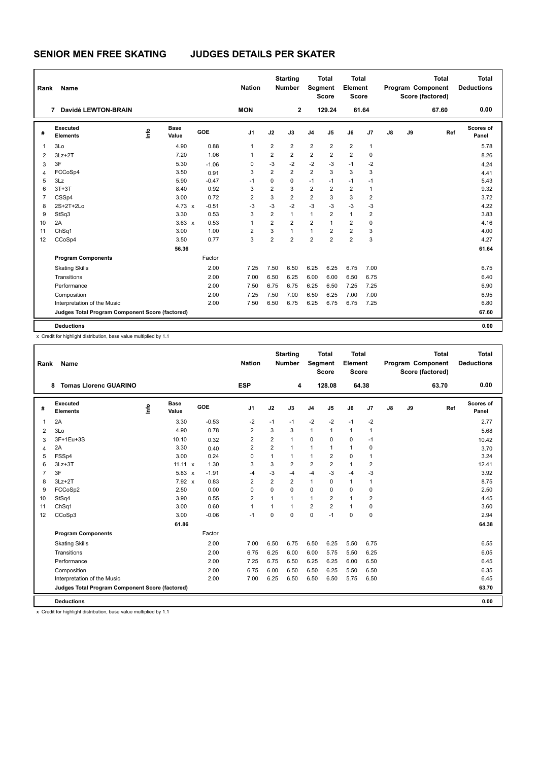# SENIOR MEN FREE SKATING JUDGES DETAILS PER SKATER

| Rank | Name | Nation | Starting Number | Total Segment Score | Total Element Score | Total Program Component Score (factored) | Total Deductions |
|---|---|---|---|---|---|---|---|
| 7 | Davidé LEWTON-BRAIN | MON | 2 | 129.24 | 61.64 | 67.60 | 0.00 |

| # | Executed Elements | Info | Base Value | GOE | J1 | J2 | J3 | J4 | J5 | J6 | J7 | J8 | J9 | Ref | Scores of Panel |
|---|---|---|---|---|---|---|---|---|---|---|---|---|---|---|---|
| 1 | 3Lo | | 4.90 | 0.88 | 1 | 2 | 2 | 2 | 2 | 2 | 1 | | | | 5.78 |
| 2 | 3Lz+2T | | 7.20 | 1.06 | 1 | 2 | 2 | 2 | 2 | 2 | 0 | | | | 8.26 |
| 3 | 3F | | 5.30 | -1.06 | 0 | -3 | -2 | -2 | -3 | -1 | -2 | | | | 4.24 |
| 4 | FCCoSp4 | | 3.50 | 0.91 | 3 | 2 | 2 | 2 | 3 | 3 | 3 | | | | 4.41 |
| 5 | 3Lz | | 5.90 | -0.47 | -1 | 0 | 0 | -1 | -1 | -1 | -1 | | | | 5.43 |
| 6 | 3T+3T | | 8.40 | 0.92 | 3 | 2 | 3 | 2 | 2 | 2 | 1 | | | | 9.32 |
| 7 | CSSp4 | | 3.00 | 0.72 | 2 | 3 | 2 | 2 | 3 | 3 | 2 | | | | 3.72 |
| 8 | 2S+2T+2Lo | | 4.73 x | -0.51 | -3 | -3 | -2 | -3 | -3 | -3 | -3 | | | | 4.22 |
| 9 | StSq3 | | 3.30 | 0.53 | 3 | 2 | 1 | 1 | 2 | 1 | 2 | | | | 3.83 |
| 10 | 2A | | 3.63 x | 0.53 | 1 | 2 | 2 | 2 | 1 | 2 | 0 | | | | 4.16 |
| 11 | ChSq1 | | 3.00 | 1.00 | 2 | 3 | 1 | 1 | 2 | 2 | 3 | | | | 4.00 |
| 12 | CCoSp4 | | 3.50 | 0.77 | 3 | 2 | 2 | 2 | 2 | 2 | 3 | | | | 4.27 |
| | | | 56.36 | | | | | | | | | | | | 61.64 |
| | **Program Components** | | | Factor | | | | | | | | | | | |
| | Skating Skills | | | 2.00 | 7.25 | 7.50 | 6.50 | 6.25 | 6.25 | 6.75 | 7.00 | | | | 6.75 |
| | Transitions | | | 2.00 | 7.00 | 6.50 | 6.25 | 6.00 | 6.00 | 6.50 | 6.75 | | | | 6.40 |
| | Performance | | | 2.00 | 7.50 | 6.75 | 6.75 | 6.25 | 6.50 | 7.25 | 7.25 | | | | 6.90 |
| | Composition | | | 2.00 | 7.25 | 7.50 | 7.00 | 6.50 | 6.25 | 7.00 | 7.00 | | | | 6.95 |
| | Interpretation of the Music | | | 2.00 | 7.50 | 6.50 | 6.75 | 6.25 | 6.75 | 6.75 | 7.25 | | | | 6.80 |
| | **Judges Total Program Component Score (factored)** | | | | | | | | | | | | | | 67.60 |
| | **Deductions** | | | | | | | | | | | | | | 0.00 |

x Credit for highlight distribution, base value multiplied by 1.1

| Rank | Name | Nation | Starting Number | Total Segment Score | Total Element Score | Total Program Component Score (factored) | Total Deductions |
|---|---|---|---|---|---|---|---|
| 8 | Tomas Llorenc GUARINO | ESP | 4 | 128.08 | 64.38 | 63.70 | 0.00 |

| # | Executed Elements | Info | Base Value | GOE | J1 | J2 | J3 | J4 | J5 | J6 | J7 | J8 | J9 | Ref | Scores of Panel |
|---|---|---|---|---|---|---|---|---|---|---|---|---|---|---|---|
| 1 | 2A | | 3.30 | -0.53 | -2 | -1 | -1 | -2 | -2 | -1 | -2 | | | | 2.77 |
| 2 | 3Lo | | 4.90 | 0.78 | 2 | 3 | 3 | 1 | 1 | 1 | 1 | | | | 5.68 |
| 3 | 3F+1Eu+3S | | 10.10 | 0.32 | 2 | 2 | 1 | 0 | 0 | 0 | -1 | | | | 10.42 |
| 4 | 2A | | 3.30 | 0.40 | 2 | 2 | 1 | 1 | 1 | 1 | 0 | | | | 3.70 |
| 5 | FSSp4 | | 3.00 | 0.24 | 0 | 1 | 1 | 1 | 2 | 0 | 1 | | | | 3.24 |
| 6 | 3Lz+3T | | 11.11 x | 1.30 | 3 | 3 | 2 | 2 | 2 | 1 | 2 | | | | 12.41 |
| 7 | 3F | | 5.83 x | -1.91 | -4 | -3 | -4 | -4 | -3 | -4 | -3 | | | | 3.92 |
| 8 | 3Lz+2T | | 7.92 x | 0.83 | 2 | 2 | 2 | 1 | 0 | 1 | 1 | | | | 8.75 |
| 9 | FCCoSp2 | | 2.50 | 0.00 | 0 | 0 | 0 | 0 | 0 | 0 | 0 | | | | 2.50 |
| 10 | StSq4 | | 3.90 | 0.55 | 2 | 1 | 1 | 1 | 2 | 1 | 2 | | | | 4.45 |
| 11 | ChSq1 | | 3.00 | 0.60 | 1 | 1 | 1 | 2 | 2 | 1 | 0 | | | | 3.60 |
| 12 | CCoSp3 | | 3.00 | -0.06 | -1 | 0 | 0 | 0 | -1 | 0 | 0 | | | | 2.94 |
| | | | 61.86 | | | | | | | | | | | | 64.38 |
| | **Program Components** | | | Factor | | | | | | | | | | | |
| | Skating Skills | | | 2.00 | 7.00 | 6.50 | 6.75 | 6.50 | 6.25 | 5.50 | 6.75 | | | | 6.55 |
| | Transitions | | | 2.00 | 6.75 | 6.25 | 6.00 | 6.00 | 5.75 | 5.50 | 6.25 | | | | 6.05 |
| | Performance | | | 2.00 | 7.25 | 6.75 | 6.50 | 6.25 | 6.25 | 6.00 | 6.50 | | | | 6.45 |
| | Composition | | | 2.00 | 6.75 | 6.00 | 6.50 | 6.50 | 6.25 | 5.50 | 6.50 | | | | 6.35 |
| | Interpretation of the Music | | | 2.00 | 7.00 | 6.25 | 6.50 | 6.50 | 6.50 | 5.75 | 6.50 | | | | 6.45 |
| | **Judges Total Program Component Score (factored)** | | | | | | | | | | | | | | 63.70 |
| | **Deductions** | | | | | | | | | | | | | | 0.00 |

x Credit for highlight distribution, base value multiplied by 1.1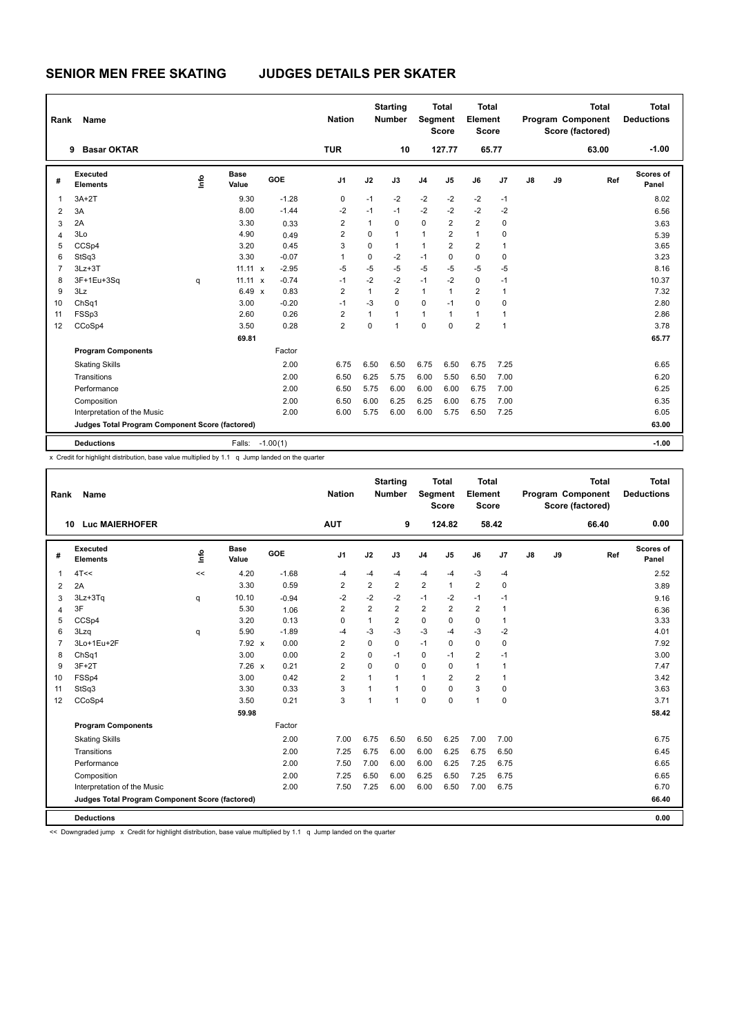# SENIOR MEN FREE SKATING JUDGES DETAILS PER SKATER

| Rank | Name | Nation | Starting Number | Total Segment Score | Total Element Score | Total Program Component Score (factored) | Total Deductions |
|---|---|---|---|---|---|---|---|
| 9 | Basar OKTAR | TUR | 10 | 127.77 | 65.77 | 63.00 | -1.00 |

| # | Executed Elements | Info | Base Value | | GOE | J1 | J2 | J3 | J4 | J5 | J6 | J7 | J8 | J9 | Ref | Scores of Panel |
|---|---|---|---|---|---|---|---|---|---|---|---|---|---|---|---|---|
| 1 | 3A+2T | | 9.30 | | -1.28 | 0 | -1 | -2 | -2 | -2 | -2 | -1 | | | | 8.02 |
| 2 | 3A | | 8.00 | | -1.44 | -2 | -1 | -1 | -2 | -2 | -2 | -2 | | | | 6.56 |
| 3 | 2A | | 3.30 | | 0.33 | 2 | 1 | 0 | 0 | 2 | 2 | 0 | | | | 3.63 |
| 4 | 3Lo | | 4.90 | | 0.49 | 2 | 0 | 1 | 1 | 2 | 1 | 0 | | | | 5.39 |
| 5 | CCSp4 | | 3.20 | | 0.45 | 3 | 0 | 1 | 1 | 2 | 2 | 1 | | | | 3.65 |
| 6 | StSq3 | | 3.30 | | -0.07 | 1 | 0 | -2 | -1 | 0 | 0 | 0 | | | | 3.23 |
| 7 | 3Lz+3T | | 11.11 | x | -2.95 | -5 | -5 | -5 | -5 | -5 | -5 | -5 | | | | 8.16 |
| 8 | 3F+1Eu+3Sq | q | 11.11 | x | -0.74 | -1 | -2 | -2 | -1 | -2 | 0 | -1 | | | | 10.37 |
| 9 | 3Lz | | 6.49 | x | 0.83 | 2 | 1 | 2 | 1 | 1 | 2 | 1 | | | | 7.32 |
| 10 | ChSq1 | | 3.00 | | -0.20 | -1 | -3 | 0 | 0 | -1 | 0 | 0 | | | | 2.80 |
| 11 | FSSp3 | | 2.60 | | 0.26 | 2 | 1 | 1 | 1 | 1 | 1 | 1 | | | | 2.86 |
| 12 | CCoSp4 | | 3.50 | | 0.28 | 2 | 0 | 1 | 0 | 0 | 2 | 1 | | | | 3.78 |
| | | | 69.81 | | | | | | | | | | | | | 65.77 |
| | **Program Components** | | | | Factor | | | | | | | | | | | |
| | Skating Skills | | | | 2.00 | 6.75 | 6.50 | 6.50 | 6.75 | 6.50 | 6.75 | 7.25 | | | | 6.65 |
| | Transitions | | | | 2.00 | 6.50 | 6.25 | 5.75 | 6.00 | 5.50 | 6.50 | 7.00 | | | | 6.20 |
| | Performance | | | | 2.00 | 6.50 | 5.75 | 6.00 | 6.00 | 6.00 | 6.75 | 7.00 | | | | 6.25 |
| | Composition | | | | 2.00 | 6.50 | 6.00 | 6.25 | 6.25 | 6.00 | 6.75 | 7.00 | | | | 6.35 |
| | Interpretation of the Music | | | | 2.00 | 6.00 | 5.75 | 6.00 | 6.00 | 5.75 | 6.50 | 7.25 | | | | 6.05 |
| | **Judges Total Program Component Score (factored)** | | | | | | | | | | | | | | | 63.00 |
| | **Deductions** | | Falls: | | -1.00(1) | | | | | | | | | | | -1.00 |

x Credit for highlight distribution, base value multiplied by 1.1 q Jump landed on the quarter

| Rank | Name | Nation | Starting Number | Total Segment Score | Total Element Score | Total Program Component Score (factored) | Total Deductions |
|---|---|---|---|---|---|---|---|
| 10 | Luc MAIERHOFER | AUT | 9 | 124.82 | 58.42 | 66.40 | 0.00 |

| # | Executed Elements | Info | Base Value | | GOE | J1 | J2 | J3 | J4 | J5 | J6 | J7 | J8 | J9 | Ref | Scores of Panel |
|---|---|---|---|---|---|---|---|---|---|---|---|---|---|---|---|---|
| 1 | 4T<< | << | 4.20 | | -1.68 | -4 | -4 | -4 | -4 | -4 | -3 | -4 | | | | 2.52 |
| 2 | 2A | | 3.30 | | 0.59 | 2 | 2 | 2 | 2 | 1 | 2 | 0 | | | | 3.89 |
| 3 | 3Lz+3Tq | q | 10.10 | | -0.94 | -2 | -2 | -2 | -1 | -2 | -1 | -1 | | | | 9.16 |
| 4 | 3F | | 5.30 | | 1.06 | 2 | 2 | 2 | 2 | 2 | 2 | 1 | | | | 6.36 |
| 5 | CCSp4 | | 3.20 | | 0.13 | 0 | 1 | 2 | 0 | 0 | 0 | 1 | | | | 3.33 |
| 6 | 3Lzq | q | 5.90 | | -1.89 | -4 | -3 | -3 | -3 | -4 | -3 | -2 | | | | 4.01 |
| 7 | 3Lo+1Eu+2F | | 7.92 | x | 0.00 | 2 | 0 | 0 | -1 | 0 | 0 | 0 | | | | 7.92 |
| 8 | ChSq1 | | 3.00 | | 0.00 | 2 | 0 | -1 | 0 | -1 | 2 | -1 | | | | 3.00 |
| 9 | 3F+2T | | 7.26 | x | 0.21 | 2 | 0 | 0 | 0 | 0 | 1 | 1 | | | | 7.47 |
| 10 | FSSp4 | | 3.00 | | 0.42 | 2 | 1 | 1 | 1 | 2 | 2 | 1 | | | | 3.42 |
| 11 | StSq3 | | 3.30 | | 0.33 | 3 | 1 | 1 | 0 | 0 | 3 | 0 | | | | 3.63 |
| 12 | CCoSp4 | | 3.50 | | 0.21 | 3 | 1 | 1 | 0 | 0 | 1 | 0 | | | | 3.71 |
| | | | 59.98 | | | | | | | | | | | | | 58.42 |
| | **Program Components** | | | | Factor | | | | | | | | | | | |
| | Skating Skills | | | | 2.00 | 7.00 | 6.75 | 6.50 | 6.50 | 6.25 | 7.00 | 7.00 | | | | 6.75 |
| | Transitions | | | | 2.00 | 7.25 | 6.75 | 6.00 | 6.00 | 6.25 | 6.75 | 6.50 | | | | 6.45 |
| | Performance | | | | 2.00 | 7.50 | 7.00 | 6.00 | 6.00 | 6.25 | 7.25 | 6.75 | | | | 6.65 |
| | Composition | | | | 2.00 | 7.25 | 6.50 | 6.00 | 6.25 | 6.50 | 7.25 | 6.75 | | | | 6.65 |
| | Interpretation of the Music | | | | 2.00 | 7.50 | 7.25 | 6.00 | 6.00 | 6.50 | 7.00 | 6.75 | | | | 6.70 |
| | **Judges Total Program Component Score (factored)** | | | | | | | | | | | | | | | 66.40 |
| | **Deductions** | | | | | | | | | | | | | | | 0.00 |

<< Downgraded jump x Credit for highlight distribution, base value multiplied by 1.1 q Jump landed on the quarter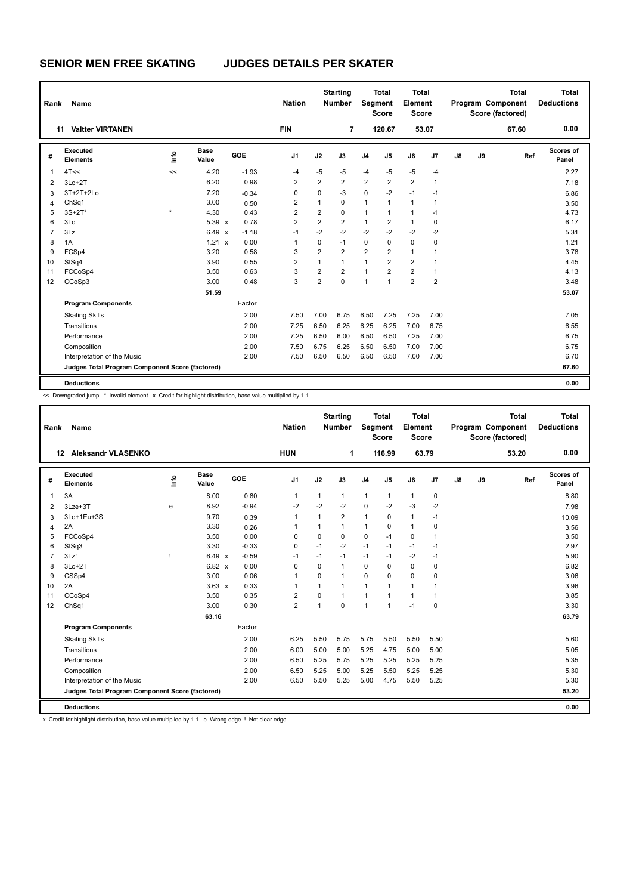# SENIOR MEN FREE SKATING JUDGES DETAILS PER SKATER

| Rank | Name | Nation | Starting Number | Total Segment Score | Total Element Score | Total Program Component Score (factored) | Total Deductions |
|---|---|---|---|---|---|---|---|
| 11 | Valtter VIRTANEN | FIN | 7 | 120.67 | 53.07 | 67.60 | 0.00 |

| # | Executed Elements | Info | Base Value | | GOE | J1 | J2 | J3 | J4 | J5 | J6 | J7 | J8 | J9 | Ref | Scores of Panel |
|---|---|---|---|---|---|---|---|---|---|---|---|---|---|---|---|---|
| 1 | 4T<< | << | 4.20 | | -1.93 | -4 | -5 | -5 | -4 | -5 | -5 | -4 | | | | 2.27 |
| 2 | 3Lo+2T | | 6.20 | | 0.98 | 2 | 2 | 2 | 2 | 2 | 2 | 1 | | | | 7.18 |
| 3 | 3T+2T+2Lo | | 7.20 | | -0.34 | 0 | 0 | -3 | 0 | -2 | -1 | -1 | | | | 6.86 |
| 4 | ChSq1 | | 3.00 | | 0.50 | 2 | 1 | 0 | 1 | 1 | 1 | 1 | | | | 3.50 |
| 5 | 3S+2T* | * | 4.30 | | 0.43 | 2 | 2 | 0 | 1 | 1 | 1 | -1 | | | | 4.73 |
| 6 | 3Lo | | 5.39 | x | 0.78 | 2 | 2 | 2 | 1 | 2 | 1 | 0 | | | | 6.17 |
| 7 | 3Lz | | 6.49 | x | -1.18 | -1 | -2 | -2 | -2 | -2 | -2 | -2 | | | | 5.31 |
| 8 | 1A | | 1.21 | x | 0.00 | 1 | 0 | -1 | 0 | 0 | 0 | 0 | | | | 1.21 |
| 9 | FCSp4 | | 3.20 | | 0.58 | 3 | 2 | 2 | 2 | 2 | 1 | 1 | | | | 3.78 |
| 10 | StSq4 | | 3.90 | | 0.55 | 2 | 1 | 1 | 1 | 2 | 2 | 1 | | | | 4.45 |
| 11 | FCCoSp4 | | 3.50 | | 0.63 | 3 | 2 | 2 | 1 | 2 | 2 | 1 | | | | 4.13 |
| 12 | CCoSp3 | | 3.00 | | 0.48 | 3 | 2 | 0 | 1 | 1 | 2 | 2 | | | | 3.48 |
| | | | 51.59 | | | | | | | | | | | | | 53.07 |
| | **Program Components** | | | | Factor | | | | | | | | | | | |
| | Skating Skills | | | | 2.00 | 7.50 | 7.00 | 6.75 | 6.50 | 7.25 | 7.25 | 7.00 | | | | 7.05 |
| | Transitions | | | | 2.00 | 7.25 | 6.50 | 6.25 | 6.25 | 6.25 | 7.00 | 6.75 | | | | 6.55 |
| | Performance | | | | 2.00 | 7.25 | 6.50 | 6.00 | 6.50 | 6.50 | 7.25 | 7.00 | | | | 6.75 |
| | Composition | | | | 2.00 | 7.50 | 6.75 | 6.25 | 6.50 | 6.50 | 7.00 | 7.00 | | | | 6.75 |
| | Interpretation of the Music | | | | 2.00 | 7.50 | 6.50 | 6.50 | 6.50 | 6.50 | 7.00 | 7.00 | | | | 6.70 |
| | **Judges Total Program Component Score (factored)** | | | | | | | | | | | | | | | 67.60 |
| | **Deductions** | | | | | | | | | | | | | | | 0.00 |

<< Downgraded jump * Invalid element x Credit for highlight distribution, base value multiplied by 1.1

| Rank | Name | Nation | Starting Number | Total Segment Score | Total Element Score | Total Program Component Score (factored) | Total Deductions |
|---|---|---|---|---|---|---|---|
| 12 | Aleksandr VLASENKO | HUN | 1 | 116.99 | 63.79 | 53.20 | 0.00 |

| # | Executed Elements | Info | Base Value | | GOE | J1 | J2 | J3 | J4 | J5 | J6 | J7 | J8 | J9 | Ref | Scores of Panel |
|---|---|---|---|---|---|---|---|---|---|---|---|---|---|---|---|---|
| 1 | 3A | | 8.00 | | 0.80 | 1 | 1 | 1 | 1 | 1 | 1 | 0 | | | | 8.80 |
| 2 | 3Lze+3T | e | 8.92 | | -0.94 | -2 | -2 | -2 | 0 | -2 | -3 | -2 | | | | 7.98 |
| 3 | 3Lo+1Eu+3S | | 9.70 | | 0.39 | 1 | 1 | 2 | 1 | 0 | 1 | -1 | | | | 10.09 |
| 4 | 2A | | 3.30 | | 0.26 | 1 | 1 | 1 | 1 | 0 | 1 | 0 | | | | 3.56 |
| 5 | FCCoSp4 | | 3.50 | | 0.00 | 0 | 0 | 0 | 0 | -1 | 0 | 1 | | | | 3.50 |
| 6 | StSq3 | | 3.30 | | -0.33 | 0 | -1 | -2 | -1 | -1 | -1 | -1 | | | | 2.97 |
| 7 | 3Lz! | ! | 6.49 | x | -0.59 | -1 | -1 | -1 | -1 | -1 | -2 | -1 | | | | 5.90 |
| 8 | 3Lo+2T | | 6.82 | x | 0.00 | 0 | 0 | 1 | 0 | 0 | 0 | 0 | | | | 6.82 |
| 9 | CSSp4 | | 3.00 | | 0.06 | 1 | 0 | 1 | 0 | 0 | 0 | 0 | | | | 3.06 |
| 10 | 2A | | 3.63 | x | 0.33 | 1 | 1 | 1 | 1 | 1 | 1 | 1 | | | | 3.96 |
| 11 | CCoSp4 | | 3.50 | | 0.35 | 2 | 0 | 1 | 1 | 1 | 1 | 1 | | | | 3.85 |
| 12 | ChSq1 | | 3.00 | | 0.30 | 2 | 1 | 0 | 1 | 1 | -1 | 0 | | | | 3.30 |
| | | | 63.16 | | | | | | | | | | | | | 63.79 |
| | **Program Components** | | | | Factor | | | | | | | | | | | |
| | Skating Skills | | | | 2.00 | 6.25 | 5.50 | 5.75 | 5.75 | 5.50 | 5.50 | 5.50 | | | | 5.60 |
| | Transitions | | | | 2.00 | 6.00 | 5.00 | 5.00 | 5.25 | 4.75 | 5.00 | 5.00 | | | | 5.05 |
| | Performance | | | | 2.00 | 6.50 | 5.25 | 5.75 | 5.25 | 5.25 | 5.25 | 5.25 | | | | 5.35 |
| | Composition | | | | 2.00 | 6.50 | 5.25 | 5.00 | 5.25 | 5.50 | 5.25 | 5.25 | | | | 5.30 |
| | Interpretation of the Music | | | | 2.00 | 6.50 | 5.50 | 5.25 | 5.00 | 4.75 | 5.50 | 5.25 | | | | 5.30 |
| | **Judges Total Program Component Score (factored)** | | | | | | | | | | | | | | | 53.20 |
| | **Deductions** | | | | | | | | | | | | | | | 0.00 |

x Credit for highlight distribution, base value multiplied by 1.1 e Wrong edge ! Not clear edge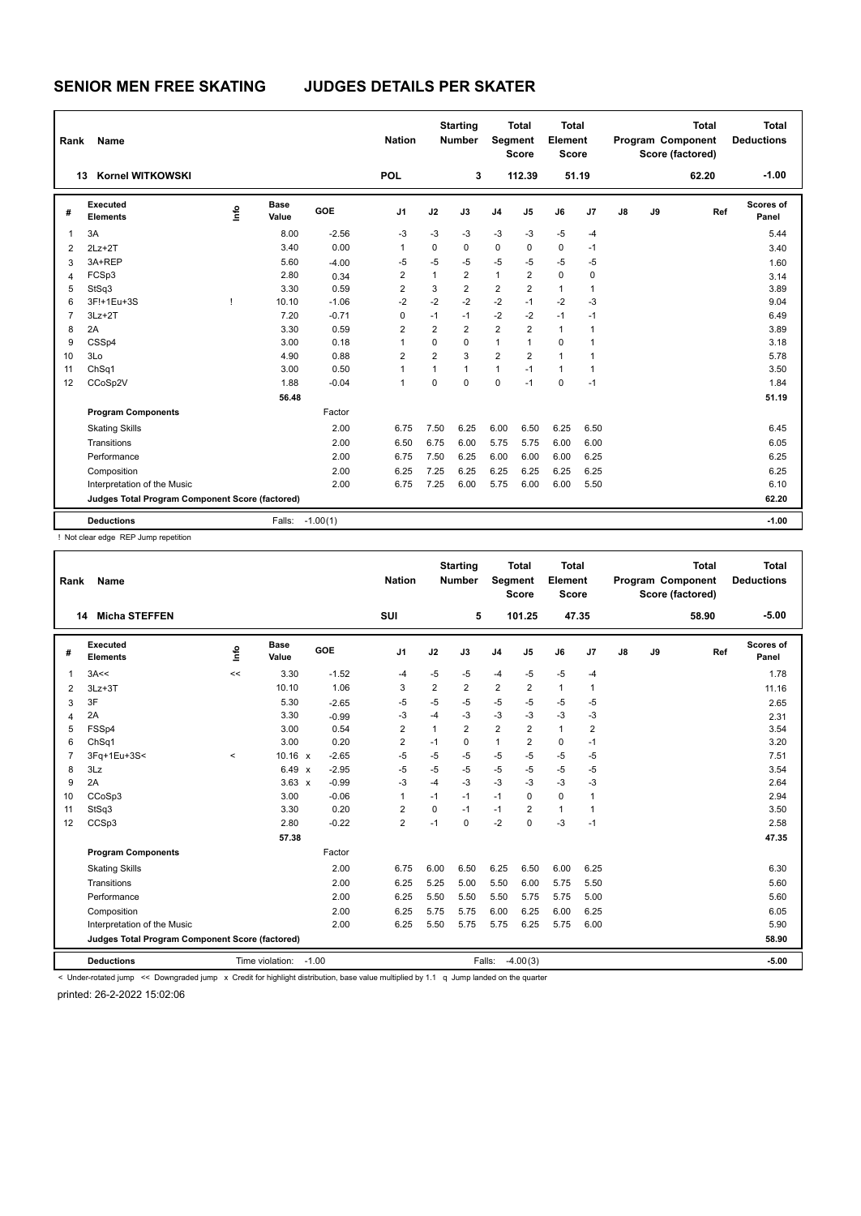# SENIOR MEN FREE SKATING JUDGES DETAILS PER SKATER

| Rank | Name | Nation | Starting Number | Total Segment Score | Total Element Score | Total Program Component Score (factored) | Total Deductions |
|---|---|---|---|---|---|---|---|
| 13 | Kornel WITKOWSKI | POL | 3 | 112.39 | 51.19 | 62.20 | -1.00 |

| # | Executed Elements | Info | Base Value | GOE | J1 | J2 | J3 | J4 | J5 | J6 | J7 | J8 | J9 | Ref | Scores of Panel |
|---|---|---|---|---|---|---|---|---|---|---|---|---|---|---|---|
| 1 | 3A | | 8.00 | -2.56 | -3 | -3 | -3 | -3 | -3 | -5 | -4 | | | | 5.44 |
| 2 | 2Lz+2T | | 3.40 | 0.00 | 1 | 0 | 0 | 0 | 0 | 0 | -1 | | | | 3.40 |
| 3 | 3A+REP | | 5.60 | -4.00 | -5 | -5 | -5 | -5 | -5 | -5 | -5 | | | | 1.60 |
| 4 | FCSp3 | | 2.80 | 0.34 | 2 | 1 | 2 | 1 | 2 | 0 | 0 | | | | 3.14 |
| 5 | StSq3 | | 3.30 | 0.59 | 2 | 3 | 2 | 2 | 2 | 1 | 1 | | | | 3.89 |
| 6 | 3F!+1Eu+3S | ! | 10.10 | -1.06 | -2 | -2 | -2 | -2 | -1 | -2 | -3 | | | | 9.04 |
| 7 | 3Lz+2T | | 7.20 | -0.71 | 0 | -1 | -1 | -2 | -2 | -1 | -1 | | | | 6.49 |
| 8 | 2A | | 3.30 | 0.59 | 2 | 2 | 2 | 2 | 2 | 1 | 1 | | | | 3.89 |
| 9 | CSSp4 | | 3.00 | 0.18 | 1 | 0 | 0 | 1 | 1 | 0 | 1 | | | | 3.18 |
| 10 | 3Lo | | 4.90 | 0.88 | 2 | 2 | 3 | 2 | 2 | 1 | 1 | | | | 5.78 |
| 11 | ChSq1 | | 3.00 | 0.50 | 1 | 1 | 1 | 1 | -1 | 1 | 1 | | | | 3.50 |
| 12 | CCoSp2V | | 1.88 | -0.04 | 1 | 0 | 0 | 0 | -1 | 0 | -1 | | | | 1.84 |
| | | | 56.48 | | | | | | | | | | | | 51.19 |
| | **Program Components** | | | Factor | | | | | | | | | | | |
| | Skating Skills | | | 2.00 | 6.75 | 7.50 | 6.25 | 6.00 | 6.50 | 6.25 | 6.50 | | | | 6.45 |
| | Transitions | | | 2.00 | 6.50 | 6.75 | 6.00 | 5.75 | 5.75 | 6.00 | 6.00 | | | | 6.05 |
| | Performance | | | 2.00 | 6.75 | 7.50 | 6.25 | 6.00 | 6.00 | 6.00 | 6.25 | | | | 6.25 |
| | Composition | | | 2.00 | 6.25 | 7.25 | 6.25 | 6.25 | 6.25 | 6.25 | 6.25 | | | | 6.25 |
| | Interpretation of the Music | | | 2.00 | 6.75 | 7.25 | 6.00 | 5.75 | 6.00 | 6.00 | 5.50 | | | | 6.10 |
| | **Judges Total Program Component Score (factored)** | | | | | | | | | | | | | | 62.20 |
| | **Deductions** | | Falls: | -1.00(1) | | | | | | | | | | | -1.00 |

! Not clear edge REP Jump repetition

| Rank | Name | Nation | Starting Number | Total Segment Score | Total Element Score | Total Program Component Score (factored) | Total Deductions |
|---|---|---|---|---|---|---|---|
| 14 | Micha STEFFEN | SUI | 5 | 101.25 | 47.35 | 58.90 | -5.00 |

| # | Executed Elements | Info | Base Value | GOE | J1 | J2 | J3 | J4 | J5 | J6 | J7 | J8 | J9 | Ref | Scores of Panel |
|---|---|---|---|---|---|---|---|---|---|---|---|---|---|---|---|
| 1 | 3A<< | << | 3.30 | -1.52 | -4 | -5 | -5 | -4 | -5 | -5 | -4 | | | | 1.78 |
| 2 | 3Lz+3T | | 10.10 | 1.06 | 3 | 2 | 2 | 2 | 2 | 1 | 1 | | | | 11.16 |
| 3 | 3F | | 5.30 | -2.65 | -5 | -5 | -5 | -5 | -5 | -5 | -5 | | | | 2.65 |
| 4 | 2A | | 3.30 | -0.99 | -3 | -4 | -3 | -3 | -3 | -3 | -3 | | | | 2.31 |
| 5 | FSSp4 | | 3.00 | 0.54 | 2 | 1 | 2 | 2 | 2 | 1 | 2 | | | | 3.54 |
| 6 | ChSq1 | | 3.00 | 0.20 | 2 | -1 | 0 | 1 | 2 | 0 | -1 | | | | 3.20 |
| 7 | 3Fq+1Eu+3S< | < | 10.16 x | -2.65 | -5 | -5 | -5 | -5 | -5 | -5 | -5 | | | | 7.51 |
| 8 | 3Lz | | 6.49 x | -2.95 | -5 | -5 | -5 | -5 | -5 | -5 | -5 | | | | 3.54 |
| 9 | 2A | | 3.63 x | -0.99 | -3 | -4 | -3 | -3 | -3 | -3 | -3 | | | | 2.64 |
| 10 | CCoSp3 | | 3.00 | -0.06 | 1 | -1 | -1 | -1 | 0 | 0 | 1 | | | | 2.94 |
| 11 | StSq3 | | 3.30 | 0.20 | 2 | 0 | -1 | -1 | 2 | 1 | 1 | | | | 3.50 |
| 12 | CCSp3 | | 2.80 | -0.22 | 2 | -1 | 0 | -2 | 0 | -3 | -1 | | | | 2.58 |
| | | | 57.38 | | | | | | | | | | | | 47.35 |
| | **Program Components** | | | Factor | | | | | | | | | | | |
| | Skating Skills | | | 2.00 | 6.75 | 6.00 | 6.50 | 6.25 | 6.50 | 6.00 | 6.25 | | | | 6.30 |
| | Transitions | | | 2.00 | 6.25 | 5.25 | 5.00 | 5.50 | 6.00 | 5.75 | 5.50 | | | | 5.60 |
| | Performance | | | 2.00 | 6.25 | 5.50 | 5.50 | 5.50 | 5.75 | 5.75 | 5.00 | | | | 5.60 |
| | Composition | | | 2.00 | 6.25 | 5.75 | 5.75 | 6.00 | 6.25 | 6.00 | 6.25 | | | | 6.05 |
| | Interpretation of the Music | | | 2.00 | 6.25 | 5.50 | 5.75 | 5.75 | 6.25 | 5.75 | 6.00 | | | | 5.90 |
| | **Judges Total Program Component Score (factored)** | | | | | | | | | | | | | | 58.90 |
| | **Deductions** | | Time violation: | -1.00 | | | | Falls: | -4.00(3) | | | | | | -5.00 |

< Under-rotated jump << Downgraded jump x Credit for highlight distribution, base value multiplied by 1.1 q Jump landed on the quarter

printed: 26-2-2022 15:02:06